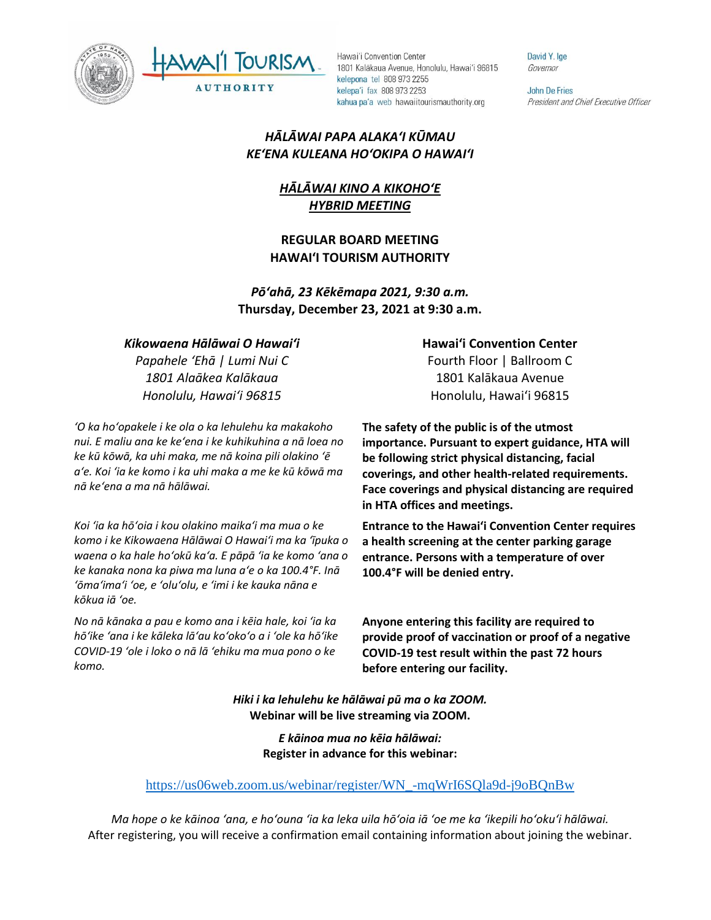Hawai'i Convention Center
1801 Kalākaua Avenue, Honolulu, Hawai'i 96815
kelepona tel 808 973 2255
kelepa'i fax 808 973 2253
kahua pa'a web hawaiitourismauthority.org

David Y. Ige
*Governor*

John De Fries
*President and Chief Executive Officer*

***HĀLĀWAI PAPA ALAKAʻI KŪMAU***
***KEʻENA KULEANA HOʻOKIPA O HAWAIʻI***

***HĀLĀWAI KINO A KIKOHOʻE***
***HYBRID MEETING***

**REGULAR BOARD MEETING**
**HAWAIʻI TOURISM AUTHORITY**

***Pōʻahā, 23 Kēkēmapa 2021, 9:30 a.m.***
**Thursday, December 23, 2021 at 9:30 a.m.**

***Kikowaena Hālāwai O Hawaiʻi***
*Papahele ʻEhā | Lumi Nui C*
*1801 Alaākea Kalākaua*
*Honolulu, Hawaiʻi 96815*

**Hawaiʻi Convention Center**
Fourth Floor | Ballroom C
1801 Kalākaua Avenue
Honolulu, Hawaiʻi 96815

*ʻO ka hoʻopakele i ke ola o ka lehulehu ka makakoho nui. E maliu ana ke keʻena i ke kuhikuhina a nā loea no ke kū kōwā, ka uhi maka, me nā koina pili olakino ʻē aʻe. Koi ʻia ke komo i ka uhi maka a me ke kū kōwā ma nā keʻena a ma nā hālāwai.*

**The safety of the public is of the utmost importance. Pursuant to expert guidance, HTA will be following strict physical distancing, facial coverings, and other health-related requirements. Face coverings and physical distancing are required in HTA offices and meetings.**

*Koi ʻia ka hōʻoia i kou olakino maikaʻi ma mua o ke komo i ke Kikowaena Hālāwai O Hawaiʻi ma ka ʻīpuka o waena o ka hale hoʻokū kaʻa. E pāpā ʻia ke komo ʻana o ke kanaka nona ka piwa ma luna aʻe o ka 100.4°F. Inā ʻōmaʻimaʻi ʻoe, e ʻoluʻolu, e ʻimi i ke kauka nāna e kōkua iā ʻoe.*

**Entrance to the Hawaiʻi Convention Center requires a health screening at the center parking garage entrance. Persons with a temperature of over 100.4°F will be denied entry.**

*No nā kānaka a pau e komo ana i kēia hale, koi ʻia ka hōʻike ʻana i ke kāleka lāʻau koʻokoʻo a i ʻole ka hōʻike COVID-19 ʻole i loko o nā lā ʻehiku ma mua pono o ke komo.*

**Anyone entering this facility are required to provide proof of vaccination or proof of a negative COVID-19 test result within the past 72 hours before entering our facility.**

***Hiki i ka lehulehu ke hālāwai pū ma o ka ZOOM.***
**Webinar will be live streaming via ZOOM.**

***E kāinoa mua no kēia hālāwai:***
**Register in advance for this webinar:**

https://us06web.zoom.us/webinar/register/WN_-mqWrI6SQla9d-j9oBQnBw

*Ma hope o ke kāinoa ʻana, e hoʻouna ʻia ka leka uila hōʻoia iā ʻoe me ka ʻikepili hoʻokuʻi hālāwai.*
After registering, you will receive a confirmation email containing information about joining the webinar.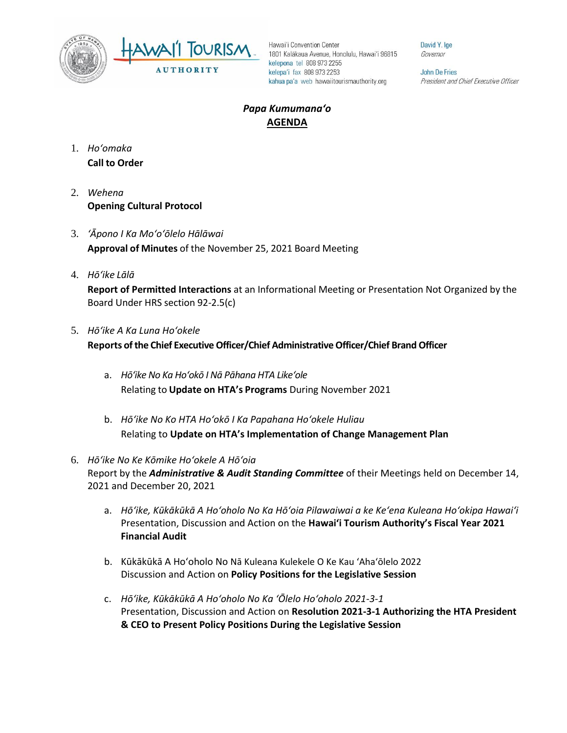Hawaiʻi Convention Center
1801 Kalākaua Avenue, Honolulu, Hawaiʻi 96815
kelepona tel 808 973 2255
kelepaʻi fax 808 973 2253
kahua paʻa web hawaiitourismauthority.org

David Y. Ige
*Governor*

John De Fries
*President and Chief Executive Officer*

***Papa Kumumanaʻo***
**AGENDA**

1. *Hoʻomaka*
   **Call to Order**

2. *Wehena*
   **Opening Cultural Protocol**

3. *ʻĀpono I Ka Moʻoʻōlelo Hālāwai*
   **Approval of Minutes** of the November 25, 2021 Board Meeting

4. *Hōʻike Lālā*
   **Report of Permitted Interactions** at an Informational Meeting or Presentation Not Organized by the Board Under HRS section 92-2.5(c)

5. *Hōʻike A Ka Luna Hoʻokele*
   **Reports of the Chief Executive Officer/Chief Administrative Officer/Chief Brand Officer**

   a. *Hōʻike No Ka Hoʻokō I Nā Pāhana HTA Likeʻole*
      Relating to **Update on HTA's Programs** During November 2021

   b. *Hōʻike No Ko HTA Hoʻokō I Ka Papahana Hoʻokele Huliau*
      Relating to **Update on HTA's Implementation of Change Management Plan**

6. *Hōʻike No Ke Kōmike Hoʻokele A Hōʻoia*
   Report by the ***Administrative & Audit Standing Committee*** of their Meetings held on December 14, 2021 and December 20, 2021

   a. *Hōʻike, Kūkākūkā A Hoʻoholo No Ka Hōʻoia Pilawaiwai a ke Keʻena Kuleana Hoʻokipa Hawaiʻi*
      Presentation, Discussion and Action on the **Hawaiʻi Tourism Authority's Fiscal Year 2021 Financial Audit**

   b. Kūkākūkā A Hoʻoholo No Nā Kuleana Kulekele O Ke Kau ʻAhaʻōlelo 2022
      Discussion and Action on **Policy Positions for the Legislative Session**

   c. *Hōʻike, Kūkākūkā A Hoʻoholo No Ka ʻŌlelo Hoʻoholo 2021-3-1*
      Presentation, Discussion and Action on **Resolution 2021-3-1 Authorizing the HTA President & CEO to Present Policy Positions During the Legislative Session**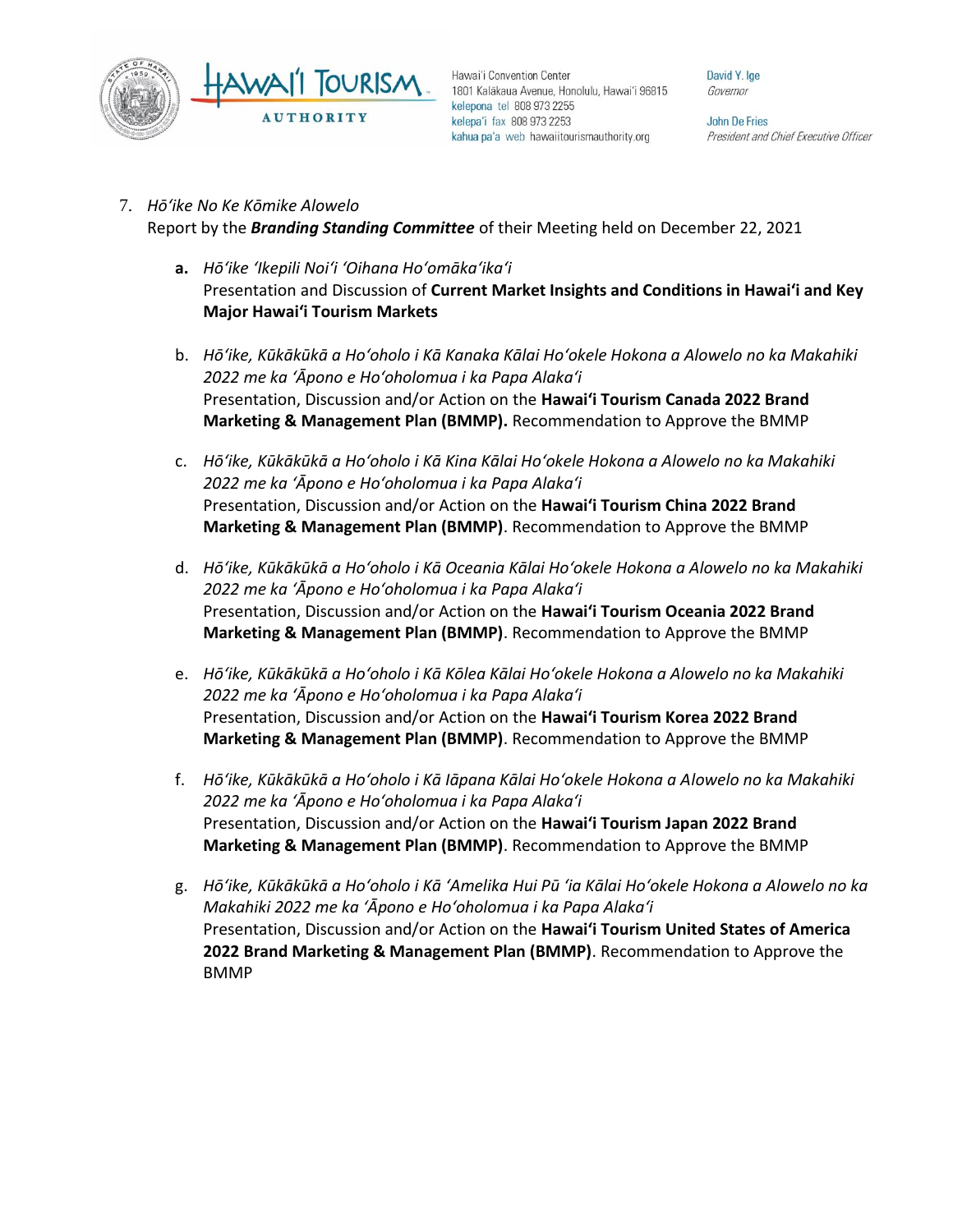7. *Hōʻike No Ke Kōmike Alowelo*
   Report by the ***Branding Standing Committee*** of their Meeting held on December 22, 2021

   **a.** *Hōʻike ʻIkepili Noiʻi ʻOihana Hoʻomākaʻikaʻi*
   Presentation and Discussion of **Current Market Insights and Conditions in Hawaiʻi and Key Major Hawaiʻi Tourism Markets**

   b. *Hōʻike, Kūkākūkā a Hoʻoholo i Kā Kanaka Kālai Hoʻokele Hokona a Alowelo no ka Makahiki 2022 me ka ʻĀpono e Hoʻoholomua i ka Papa Alakaʻi*
   Presentation, Discussion and/or Action on the **Hawaiʻi Tourism Canada 2022 Brand Marketing & Management Plan (BMMP).** Recommendation to Approve the BMMP

   c. *Hōʻike, Kūkākūkā a Hoʻoholo i Kā Kina Kālai Hoʻokele Hokona a Alowelo no ka Makahiki 2022 me ka ʻĀpono e Hoʻoholomua i ka Papa Alakaʻi*
   Presentation, Discussion and/or Action on the **Hawaiʻi Tourism China 2022 Brand Marketing & Management Plan (BMMP)**. Recommendation to Approve the BMMP

   d. *Hōʻike, Kūkākūkā a Hoʻoholo i Kā Oceania Kālai Hoʻokele Hokona a Alowelo no ka Makahiki 2022 me ka ʻĀpono e Hoʻoholomua i ka Papa Alakaʻi*
   Presentation, Discussion and/or Action on the **Hawaiʻi Tourism Oceania 2022 Brand Marketing & Management Plan (BMMP)**. Recommendation to Approve the BMMP

   e. *Hōʻike, Kūkākūkā a Hoʻoholo i Kā Kōlea Kālai Hoʻokele Hokona a Alowelo no ka Makahiki 2022 me ka ʻĀpono e Hoʻoholomua i ka Papa Alakaʻi*
   Presentation, Discussion and/or Action on the **Hawaiʻi Tourism Korea 2022 Brand Marketing & Management Plan (BMMP)**. Recommendation to Approve the BMMP

   f. *Hōʻike, Kūkākūkā a Hoʻoholo i Kā Iāpana Kālai Hoʻokele Hokona a Alowelo no ka Makahiki 2022 me ka ʻĀpono e Hoʻoholomua i ka Papa Alakaʻi*
   Presentation, Discussion and/or Action on the **Hawaiʻi Tourism Japan 2022 Brand Marketing & Management Plan (BMMP)**. Recommendation to Approve the BMMP

   g. *Hōʻike, Kūkākūkā a Hoʻoholo i Kā ʻAmelika Hui Pū ʻia Kālai Hoʻokele Hokona a Alowelo no ka Makahiki 2022 me ka ʻĀpono e Hoʻoholomua i ka Papa Alakaʻi*
   Presentation, Discussion and/or Action on the **Hawaiʻi Tourism United States of America 2022 Brand Marketing & Management Plan (BMMP)**. Recommendation to Approve the BMMP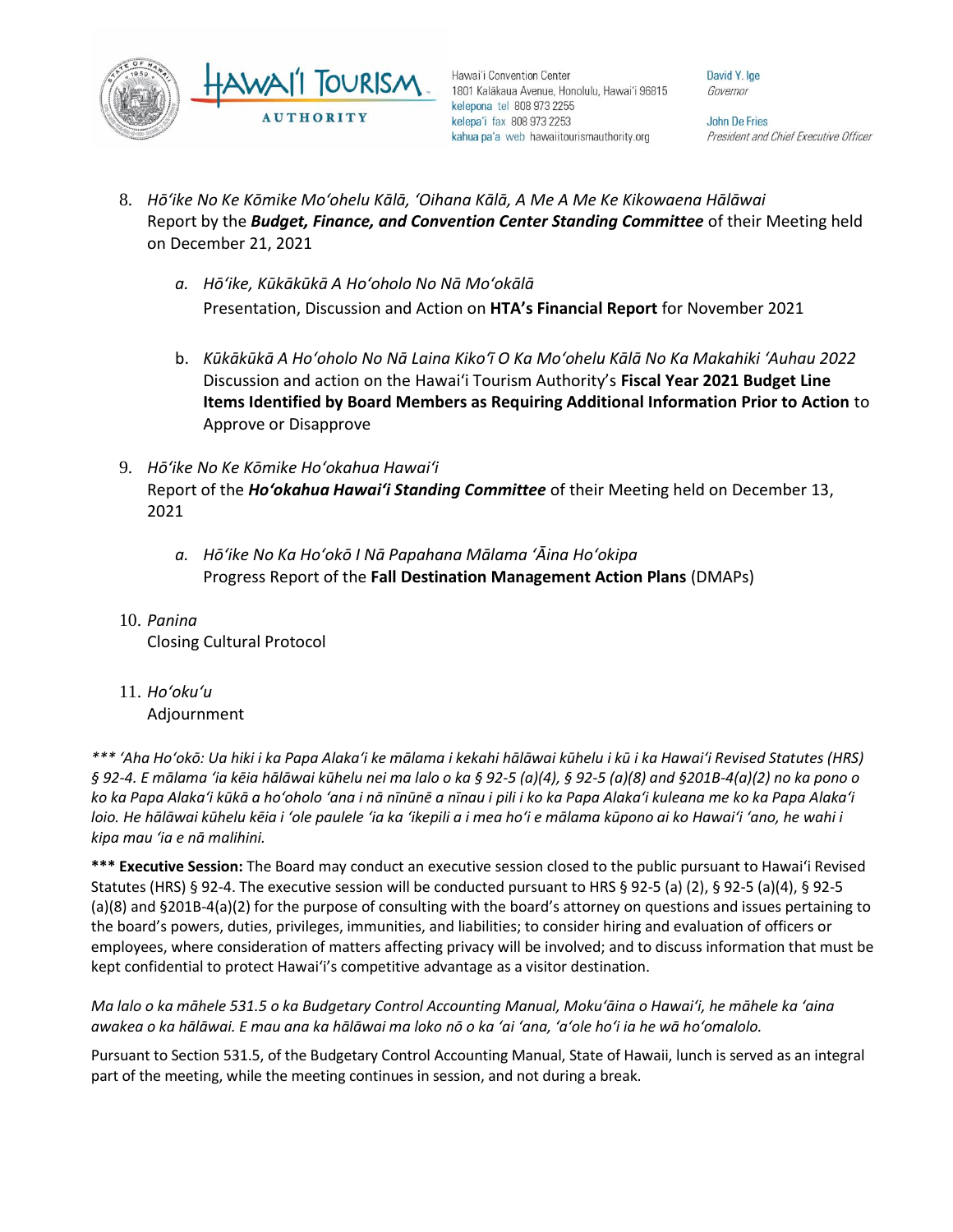8. *Hō'ike No Ke Kōmike Mo'ohelu Kālā, 'Oihana Kālā, A Me A Me Ke Kikowaena Hālāwai*
   Report by the ***Budget, Finance, and Convention Center Standing Committee*** of their Meeting held on December 21, 2021

   a. *Hō'ike, Kūkākūkā A Ho'oholo No Nā Mo'okālā*
      Presentation, Discussion and Action on **HTA's Financial Report** for November 2021

   b. *Kūkākūkā A Ho'oholo No Nā Laina Kiko'ī O Ka Mo'ohelu Kālā No Ka Makahiki 'Auhau 2022*
      Discussion and action on the Hawai'i Tourism Authority's **Fiscal Year 2021 Budget Line Items Identified by Board Members as Requiring Additional Information Prior to Action** to Approve or Disapprove

9. *Hō'ike No Ke Kōmike Ho'okahua Hawai'i*
   Report of the ***Ho'okahua Hawai'i Standing Committee*** of their Meeting held on December 13, 2021

   a. *Hō'ike No Ka Ho'okō I Nā Papahana Mālama 'Āina Ho'okipa*
      Progress Report of the **Fall Destination Management Action Plans** (DMAPs)

10. *Panina*
    Closing Cultural Protocol

11. *Ho'oku'u*
    Adjournment

*\*\*\* 'Aha Ho'okō: Ua hiki i ka Papa Alaka'i ke mālama i kekahi hālāwai kūhelu i kū i ka Hawai'i Revised Statutes (HRS) § 92-4. E mālama 'ia kēia hālāwai kūhelu nei ma lalo o ka § 92-5 (a)(4), § 92-5 (a)(8) and §201B-4(a)(2) no ka pono o ko ka Papa Alaka'i kūkā a ho'oholo 'ana i nā nīnūnē a nīnau i pili i ko ka Papa Alaka'i kuleana me ko ka Papa Alaka'i loio. He hālāwai kūhelu kēia i 'ole paulele 'ia ka 'ikepili a i mea ho'i e mālama kūpono ai ko Hawai'i 'ano, he wahi i kipa mau 'ia e nā malihini.*

**\*\*\* Executive Session:** The Board may conduct an executive session closed to the public pursuant to Hawai'i Revised Statutes (HRS) § 92-4. The executive session will be conducted pursuant to HRS § 92-5 (a) (2), § 92-5 (a)(4), § 92-5 (a)(8) and §201B-4(a)(2) for the purpose of consulting with the board's attorney on questions and issues pertaining to the board's powers, duties, privileges, immunities, and liabilities; to consider hiring and evaluation of officers or employees, where consideration of matters affecting privacy will be involved; and to discuss information that must be kept confidential to protect Hawai'i's competitive advantage as a visitor destination.

*Ma lalo o ka māhele 531.5 o ka Budgetary Control Accounting Manual, Moku'āina o Hawai'i, he māhele ka 'aina awakea o ka hālāwai. E mau ana ka hālāwai ma loko nō o ka 'ai 'ana, 'a'ole ho'i ia he wā ho'omalolo.*

Pursuant to Section 531.5, of the Budgetary Control Accounting Manual, State of Hawaii, lunch is served as an integral part of the meeting, while the meeting continues in session, and not during a break.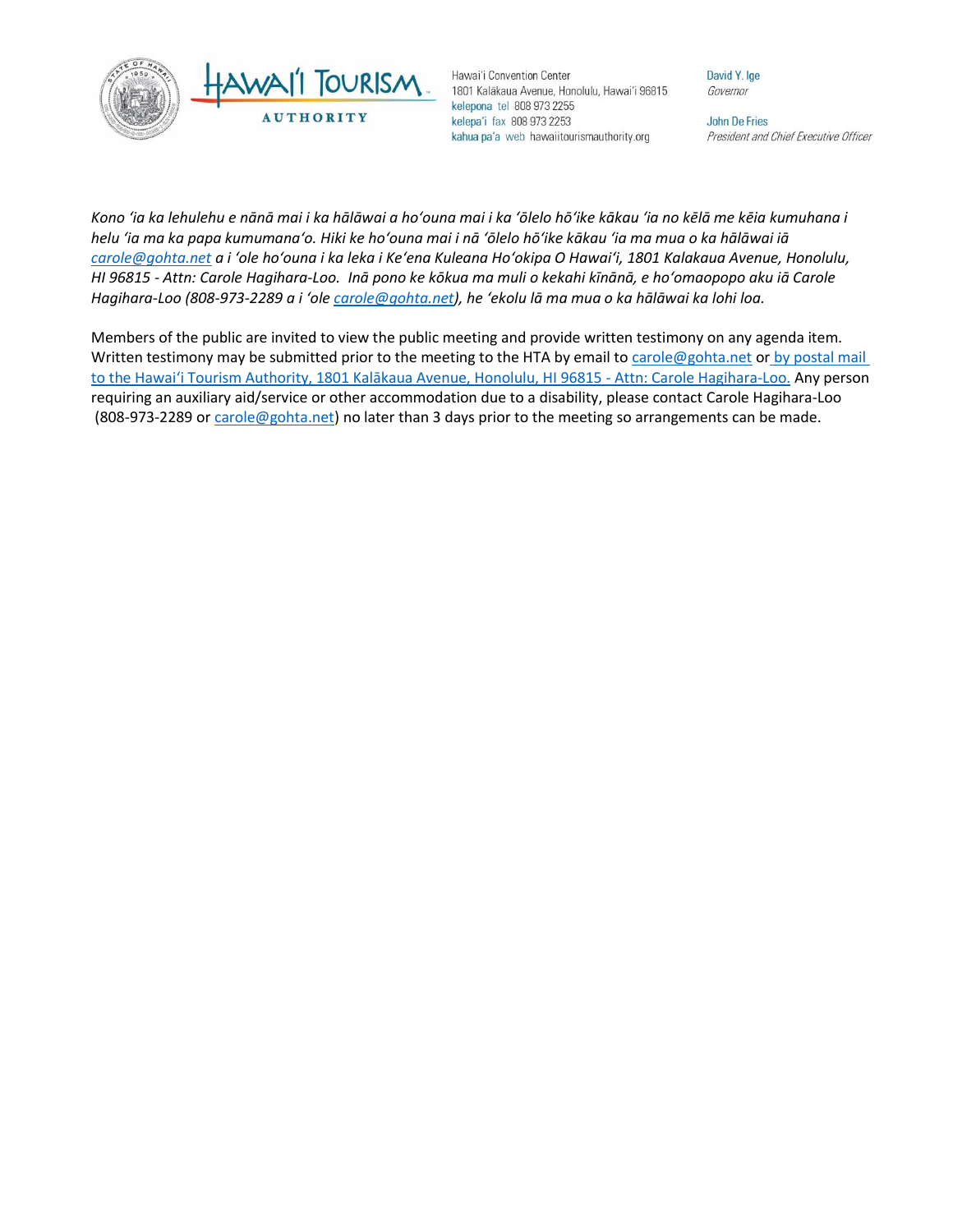Hawaiʻi Tourism Authority

Hawaiʻi Convention Center
1801 Kalākaua Avenue, Honolulu, Hawaiʻi 96815
kelepona tel 808 973 2255
kelepaʻi fax 808 973 2253
kahua paʻa web hawaiitourismauthority.org

David Y. Ige
*Governor*

John De Fries
*President and Chief Executive Officer*

*Kono ʻia ka lehulehu e nānā mai i ka hālāwai a hoʻouna mai i ka ʻōlelo hōʻike kākau ʻia no kēlā me kēia kumuhana i helu ʻia ma ka papa kumumanaʻo. Hiki ke hoʻouna mai i nā ʻōlelo hōʻike kākau ʻia ma mua o ka hālāwai iā carole@gohta.net a i ʻole hoʻouna i ka leka i Keʻena Kuleana Hoʻokipa O Hawaiʻi, 1801 Kalakaua Avenue, Honolulu, HI 96815 - Attn: Carole Hagihara-Loo. Inā pono ke kōkua ma muli o kekahi kīnānā, e hoʻomaopopo aku iā Carole Hagihara-Loo (808-973-2289 a i ʻole carole@gohta.net), he ʻekolu lā ma mua o ka hālāwai ka lohi loa.*

Members of the public are invited to view the public meeting and provide written testimony on any agenda item. Written testimony may be submitted prior to the meeting to the HTA by email to carole@gohta.net or by postal mail to the Hawaiʻi Tourism Authority, 1801 Kalākaua Avenue, Honolulu, HI 96815 - Attn: Carole Hagihara-Loo. Any person requiring an auxiliary aid/service or other accommodation due to a disability, please contact Carole Hagihara-Loo (808-973-2289 or carole@gohta.net) no later than 3 days prior to the meeting so arrangements can be made.